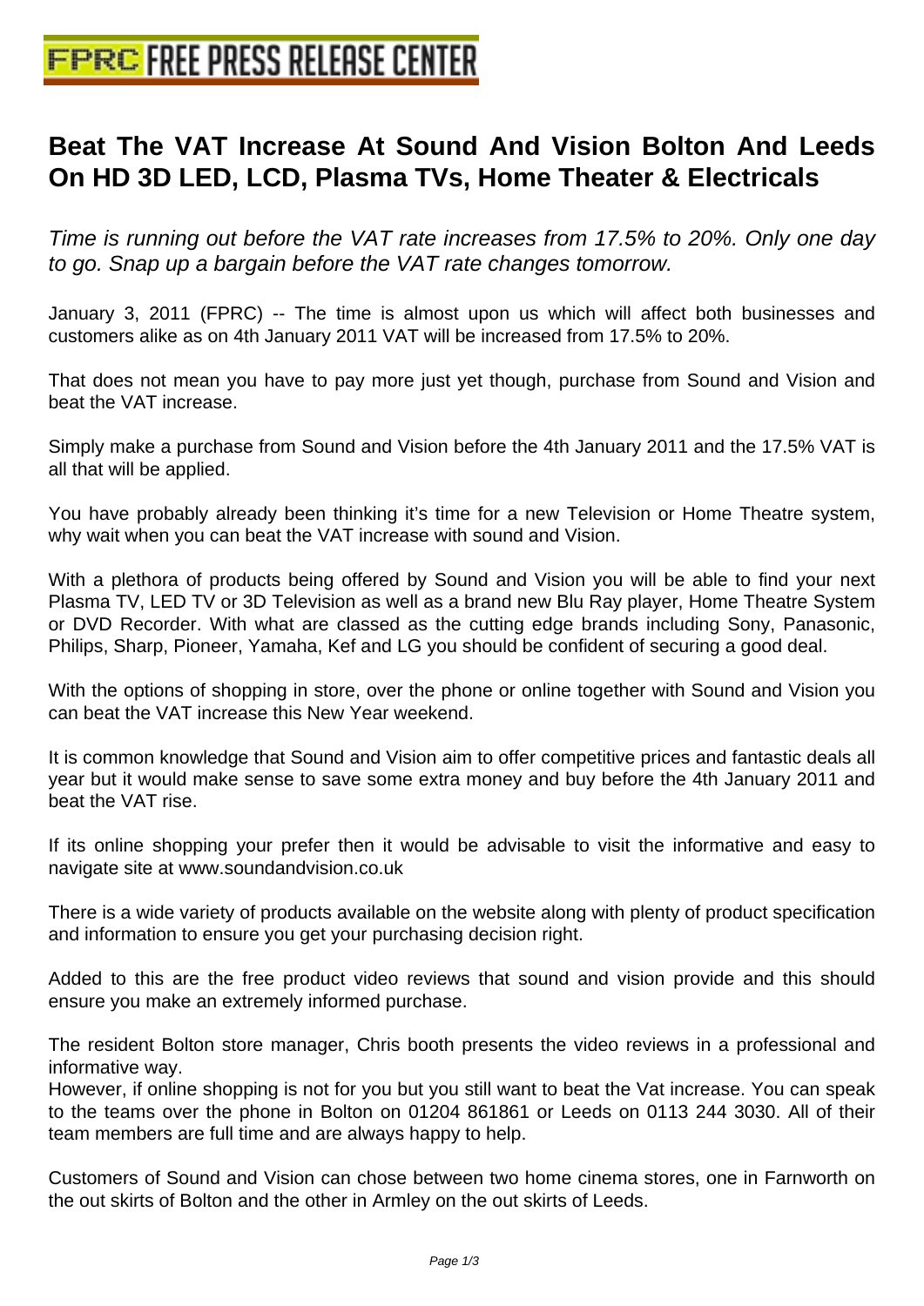# Beat The VAT Increase At Sound And Vision Bolton And Leeds On HD 3D LED, LCD, Plasma TVs, Home Theater & Electricals

*Time is running out before the VAT rate increases from 17.5% to 20%. Only one day to go. Snap up a bargain before the VAT rate changes tomorrow.*

January 3, 2011 (FPRC) -- The time is almost upon us which will affect both businesses and customers alike as on 4th January 2011 VAT will be increased from 17.5% to 20%.

That does not mean you have to pay more just yet though, purchase from Sound and Vision and beat the VAT increase.

Simply make a purchase from Sound and Vision before the 4th January 2011 and the 17.5% VAT is all that will be applied.

You have probably already been thinking it's time for a new Television or Home Theatre system, why wait when you can beat the VAT increase with sound and Vision.

With a plethora of products being offered by Sound and Vision you will be able to find your next Plasma TV, LED TV or 3D Television as well as a brand new Blu Ray player, Home Theatre System or DVD Recorder. With what are classed as the cutting edge brands including Sony, Panasonic, Philips, Sharp, Pioneer, Yamaha, Kef and LG you should be confident of securing a good deal.

With the options of shopping in store, over the phone or online together with Sound and Vision you can beat the VAT increase this New Year weekend.

It is common knowledge that Sound and Vision aim to offer competitive prices and fantastic deals all year but it would make sense to save some extra money and buy before the 4th January 2011 and beat the VAT rise.

If its online shopping your prefer then it would be advisable to visit the informative and easy to navigate site at www.soundandvision.co.uk

There is a wide variety of products available on the website along with plenty of product specification and information to ensure you get your purchasing decision right.

Added to this are the free product video reviews that sound and vision provide and this should ensure you make an extremely informed purchase.

The resident Bolton store manager, Chris booth presents the video reviews in a professional and informative way.
However, if online shopping is not for you but you still want to beat the Vat increase. You can speak to the teams over the phone in Bolton on 01204 861861 or Leeds on 0113 244 3030. All of their team members are full time and are always happy to help.

Customers of Sound and Vision can chose between two home cinema stores, one in Farnworth on the out skirts of Bolton and the other in Armley on the out skirts of Leeds.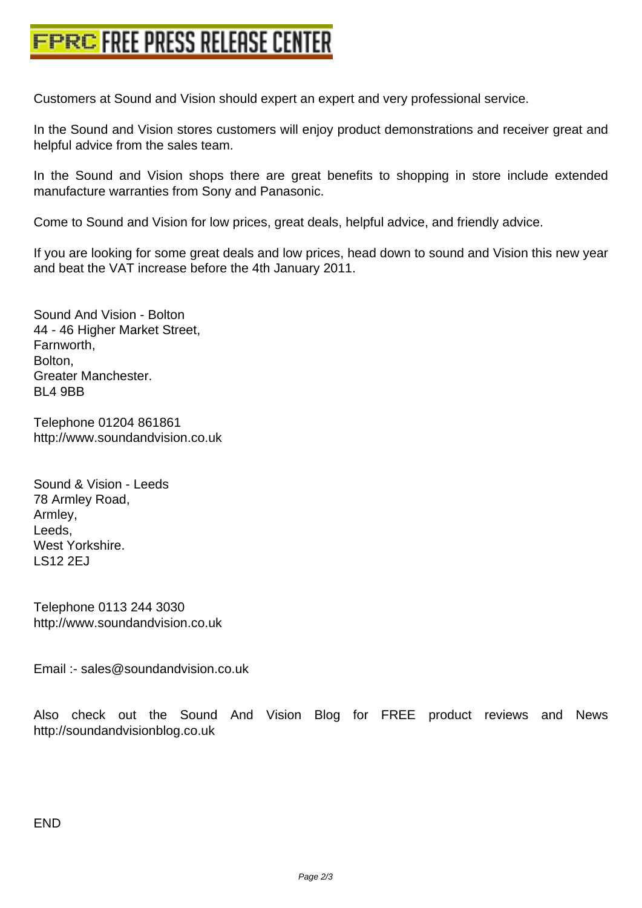Customers at Sound and Vision should expert an expert and very professional service.

In the Sound and Vision stores customers will enjoy product demonstrations and receiver great and helpful advice from the sales team.

In the Sound and Vision shops there are great benefits to shopping in store include extended manufacture warranties from Sony and Panasonic.

Come to Sound and Vision for low prices, great deals, helpful advice, and friendly advice.

If you are looking for some great deals and low prices, head down to sound and Vision this new year and beat the VAT increase before the 4th January 2011.

Sound And Vision - Bolton  
44 - 46 Higher Market Street,  
Farnworth,  
Bolton,  
Greater Manchester.  
BL4 9BB

Telephone 01204 861861  
http://www.soundandvision.co.uk

Sound & Vision - Leeds  
78 Armley Road,  
Armley,  
Leeds,  
West Yorkshire.  
LS12 2EJ

Telephone 0113 244 3030  
http://www.soundandvision.co.uk

Email :- sales@soundandvision.co.uk

Also check out the Sound And Vision Blog for FREE product reviews and News http://soundandvisionblog.co.uk

END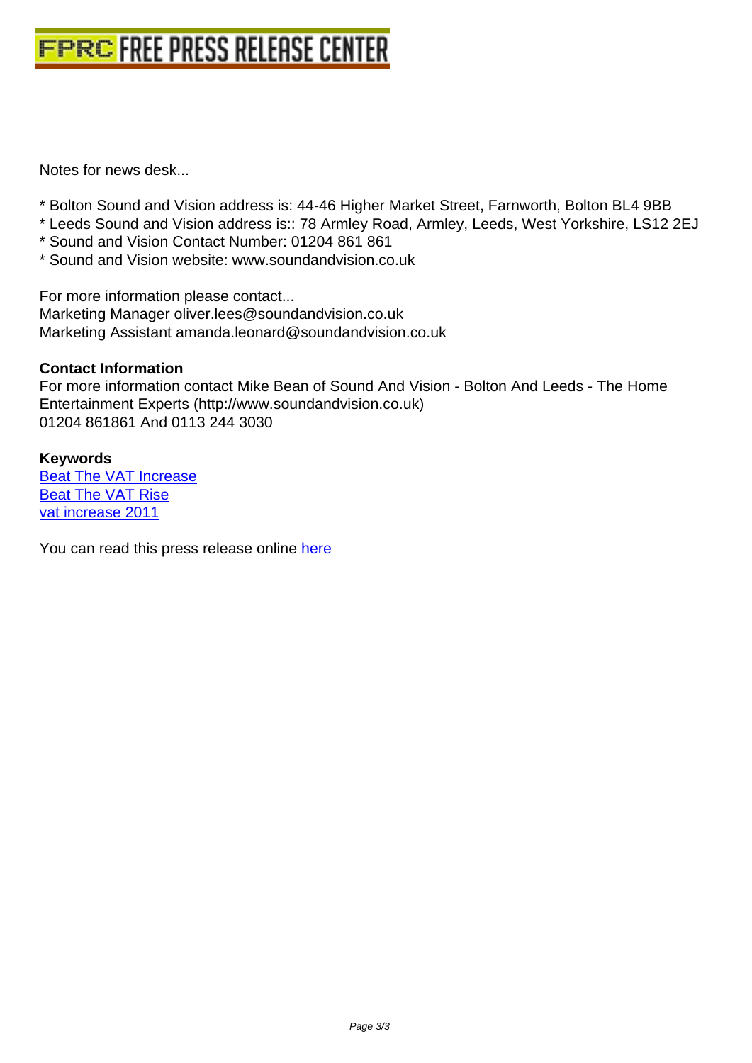Notes for news desk...

* Bolton Sound and Vision address is: 44-46 Higher Market Street, Farnworth, Bolton BL4 9BB
* Leeds Sound and Vision address is:: 78 Armley Road, Armley, Leeds, West Yorkshire, LS12 2EJ
* Sound and Vision Contact Number: 01204 861 861
* Sound and Vision website: www.soundandvision.co.uk

For more information please contact...
Marketing Manager oliver.lees@soundandvision.co.uk
Marketing Assistant amanda.leonard@soundandvision.co.uk

**Contact Information**
For more information contact Mike Bean of Sound And Vision - Bolton And Leeds - The Home Entertainment Experts (http://www.soundandvision.co.uk)
01204 861861 And 0113 244 3030

**Keywords**
Beat The VAT Increase
Beat The VAT Rise
vat increase 2011

You can read this press release online here